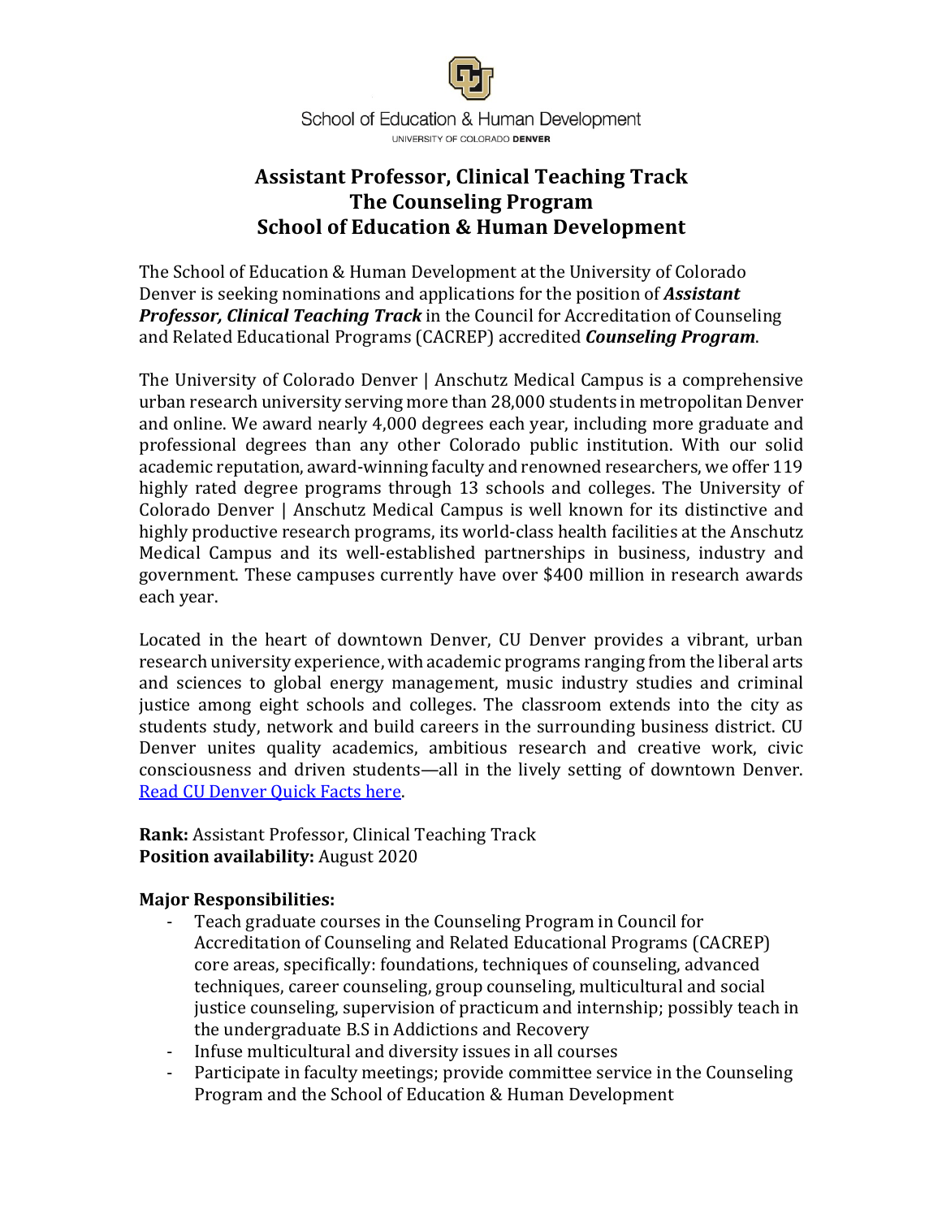School of Education & Human Development

UNIVERSITY OF COLORADO DENVER

# Assistant Professor, Clinical Teaching Track
# The Counseling Program
# School of Education & Human Development

The School of Education & Human Development at the University of Colorado Denver is seeking nominations and applications for the position of ***Assistant Professor, Clinical Teaching Track*** in the Council for Accreditation of Counseling and Related Educational Programs (CACREP) accredited ***Counseling Program***.

The University of Colorado Denver | Anschutz Medical Campus is a comprehensive urban research university serving more than 28,000 students in metropolitan Denver and online. We award nearly 4,000 degrees each year, including more graduate and professional degrees than any other Colorado public institution. With our solid academic reputation, award-winning faculty and renowned researchers, we offer 119 highly rated degree programs through 13 schools and colleges. The University of Colorado Denver | Anschutz Medical Campus is well known for its distinctive and highly productive research programs, its world-class health facilities at the Anschutz Medical Campus and its well-established partnerships in business, industry and government. These campuses currently have over $400 million in research awards each year.

Located in the heart of downtown Denver, CU Denver provides a vibrant, urban research university experience, with academic programs ranging from the liberal arts and sciences to global energy management, music industry studies and criminal justice among eight schools and colleges. The classroom extends into the city as students study, network and build careers in the surrounding business district. CU Denver unites quality academics, ambitious research and creative work, civic consciousness and driven students—all in the lively setting of downtown Denver. Read CU Denver Quick Facts here.

**Rank:** Assistant Professor, Clinical Teaching Track
**Position availability:** August 2020

**Major Responsibilities:**

- Teach graduate courses in the Counseling Program in Council for Accreditation of Counseling and Related Educational Programs (CACREP) core areas, specifically: foundations, techniques of counseling, advanced techniques, career counseling, group counseling, multicultural and social justice counseling, supervision of practicum and internship; possibly teach in the undergraduate B.S in Addictions and Recovery
- Infuse multicultural and diversity issues in all courses
- Participate in faculty meetings; provide committee service in the Counseling Program and the School of Education & Human Development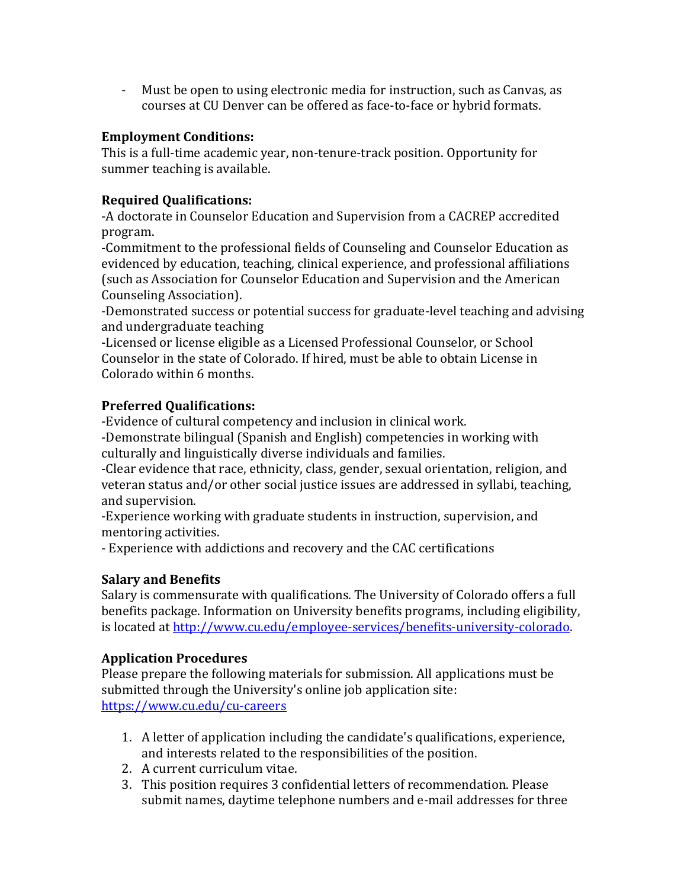- Must be open to using electronic media for instruction, such as Canvas, as courses at CU Denver can be offered as face-to-face or hybrid formats.

**Employment Conditions:**
This is a full-time academic year, non-tenure-track position. Opportunity for summer teaching is available.

**Required Qualifications:**
-A doctorate in Counselor Education and Supervision from a CACREP accredited program.
-Commitment to the professional fields of Counseling and Counselor Education as evidenced by education, teaching, clinical experience, and professional affiliations (such as Association for Counselor Education and Supervision and the American Counseling Association).
-Demonstrated success or potential success for graduate-level teaching and advising and undergraduate teaching
-Licensed or license eligible as a Licensed Professional Counselor, or School Counselor in the state of Colorado. If hired, must be able to obtain License in Colorado within 6 months.

**Preferred Qualifications:**
-Evidence of cultural competency and inclusion in clinical work.
-Demonstrate bilingual (Spanish and English) competencies in working with culturally and linguistically diverse individuals and families.
-Clear evidence that race, ethnicity, class, gender, sexual orientation, religion, and veteran status and/or other social justice issues are addressed in syllabi, teaching, and supervision.
-Experience working with graduate students in instruction, supervision, and mentoring activities.
- Experience with addictions and recovery and the CAC certifications

**Salary and Benefits**
Salary is commensurate with qualifications. The University of Colorado offers a full benefits package. Information on University benefits programs, including eligibility, is located at http://www.cu.edu/employee-services/benefits-university-colorado.

**Application Procedures**
Please prepare the following materials for submission. All applications must be submitted through the University's online job application site: https://www.cu.edu/cu-careers

1. A letter of application including the candidate's qualifications, experience, and interests related to the responsibilities of the position.
2. A current curriculum vitae.
3. This position requires 3 confidential letters of recommendation. Please submit names, daytime telephone numbers and e-mail addresses for three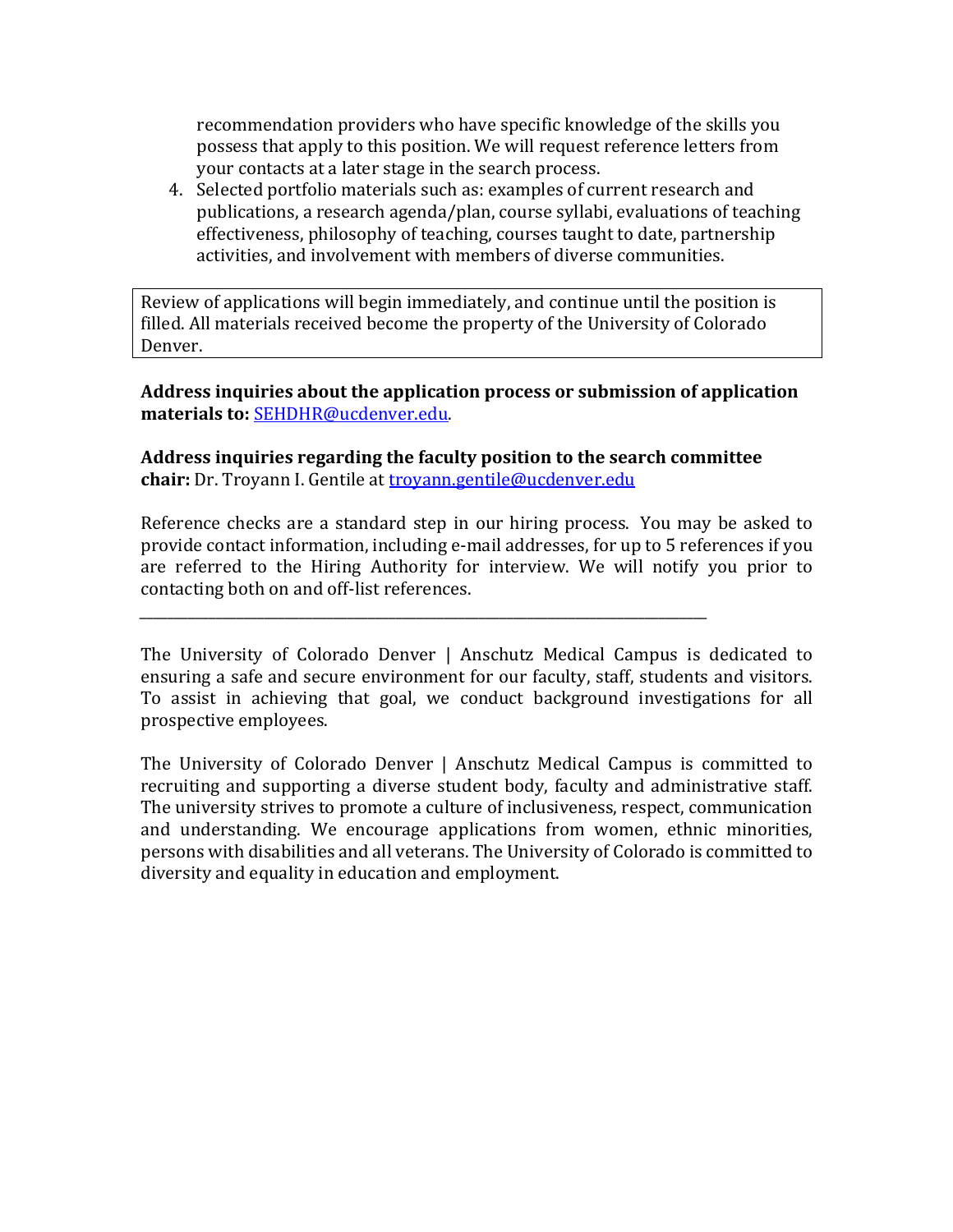recommendation providers who have specific knowledge of the skills you possess that apply to this position. We will request reference letters from your contacts at a later stage in the search process.

4. Selected portfolio materials such as: examples of current research and publications, a research agenda/plan, course syllabi, evaluations of teaching effectiveness, philosophy of teaching, courses taught to date, partnership activities, and involvement with members of diverse communities.

Review of applications will begin immediately, and continue until the position is filled. All materials received become the property of the University of Colorado Denver.

**Address inquiries about the application process or submission of application materials to:** SEHDHR@ucdenver.edu.

**Address inquiries regarding the faculty position to the search committee chair:** Dr. Troyann I. Gentile at troyann.gentile@ucdenver.edu

Reference checks are a standard step in our hiring process. You may be asked to provide contact information, including e-mail addresses, for up to 5 references if you are referred to the Hiring Authority for interview. We will notify you prior to contacting both on and off-list references.

---

The University of Colorado Denver | Anschutz Medical Campus is dedicated to ensuring a safe and secure environment for our faculty, staff, students and visitors. To assist in achieving that goal, we conduct background investigations for all prospective employees.

The University of Colorado Denver | Anschutz Medical Campus is committed to recruiting and supporting a diverse student body, faculty and administrative staff. The university strives to promote a culture of inclusiveness, respect, communication and understanding. We encourage applications from women, ethnic minorities, persons with disabilities and all veterans. The University of Colorado is committed to diversity and equality in education and employment.